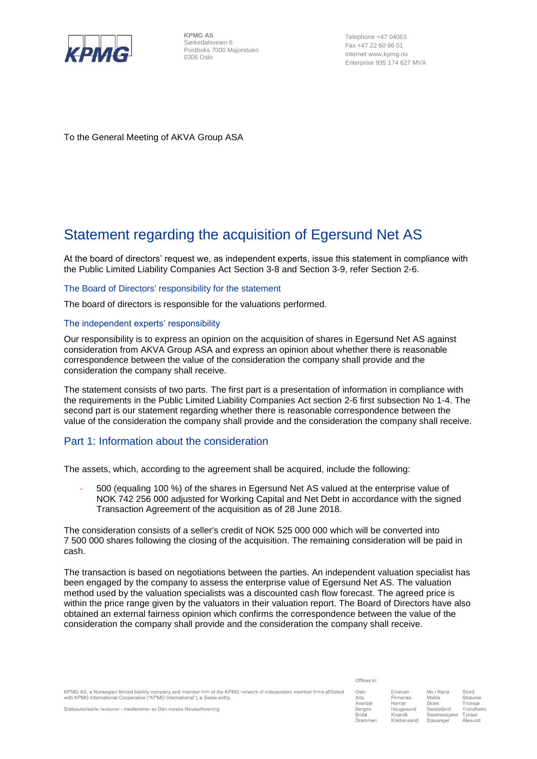KPMG AS
Sørkedalsveien 6
Postboks 7000 Majorstuen
0306 Oslo

Telephone +47 04063
Fax +47 22 60 96 01
Internet www.kpmg.no
Enterprise 935 174 627 MVA

To the General Meeting of AKVA Group ASA

# Statement regarding the acquisition of Egersund Net AS

At the board of directors' request we, as independent experts, issue this statement in compliance with the Public Limited Liability Companies Act Section 3-8 and Section 3-9, refer Section 2-6.

### The Board of Directors' responsibility for the statement

The board of directors is responsible for the valuations performed.

### The independent experts' responsibility

Our responsibility is to express an opinion on the acquisition of shares in Egersund Net AS against consideration from AKVA Group ASA and express an opinion about whether there is reasonable correspondence between the value of the consideration the company shall provide and the consideration the company shall receive.

The statement consists of two parts. The first part is a presentation of information in compliance with the requirements in the Public Limited Liability Companies Act section 2-6 first subsection No 1-4. The second part is our statement regarding whether there is reasonable correspondence between the value of the consideration the company shall provide and the consideration the company shall receive.

## Part 1: Information about the consideration

The assets, which, according to the agreement shall be acquired, include the following:

- 500 (equaling 100 %) of the shares in Egersund Net AS valued at the enterprise value of NOK 742 256 000 adjusted for Working Capital and Net Debt in accordance with the signed Transaction Agreement of the acquisition as of 28 June 2018.

The consideration consists of a seller's credit of NOK 525 000 000 which will be converted into 7 500 000 shares following the closing of the acquisition. The remaining consideration will be paid in cash.

The transaction is based on negotiations between the parties. An independent valuation specialist has been engaged by the company to assess the enterprise value of Egersund Net AS. The valuation method used by the valuation specialists was a discounted cash flow forecast. The agreed price is within the price range given by the valuators in their valuation report. The Board of Directors have also obtained an external fairness opinion which confirms the correspondence between the value of the consideration the company shall provide and the consideration the company shall receive.

KPMG AS, a Norwegian limited liability company and member firm of the KPMG network of independent member firms affiliated with KPMG International Cooperative ("KPMG International"), a Swiss entity.

Statsautoriserte revisorer - medlemmer av Den norske Revisorforening

Offices in:

| | | | |
|---|---|---|---|
| Oslo | Elverum | Mo i Rana | Stord |
| Alta | Finnsnes | Molde | Straume |
| Arendal | Hamar | Skien | Tromsø |
| Bergen | Haugesund | Sandefjord | Trondheim |
| Bodø | Knarvik | Sandnessjøen | Tynset |
| Drammen | Kristiansand | Stavanger | Ålesund |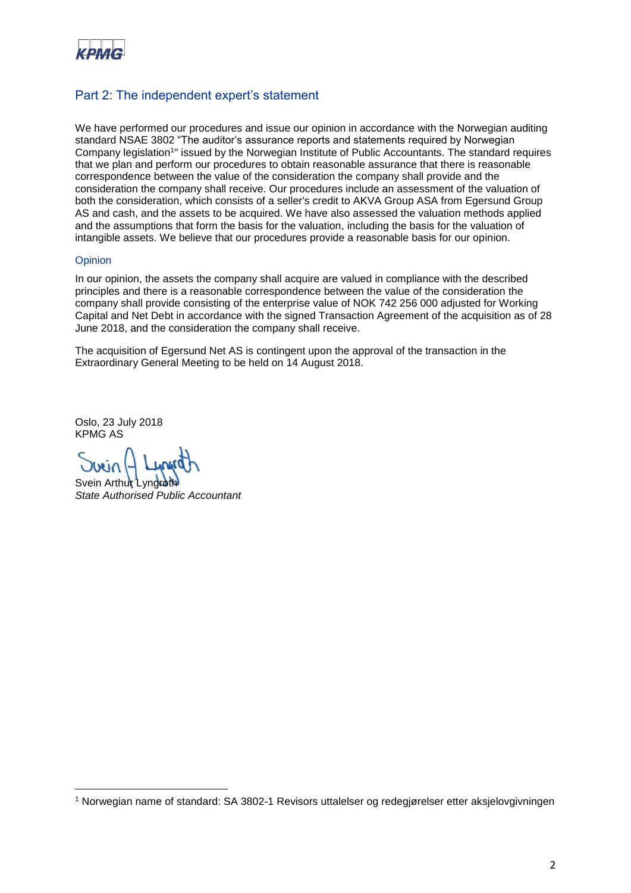KPMG

## Part 2: The independent expert's statement

We have performed our procedures and issue our opinion in accordance with the Norwegian auditing standard NSAE 3802 "The auditor's assurance reports and statements required by Norwegian Company legislation[1]" issued by the Norwegian Institute of Public Accountants. The standard requires that we plan and perform our procedures to obtain reasonable assurance that there is reasonable correspondence between the value of the consideration the company shall provide and the consideration the company shall receive. Our procedures include an assessment of the valuation of both the consideration, which consists of a seller's credit to AKVA Group ASA from Egersund Group AS and cash, and the assets to be acquired. We have also assessed the valuation methods applied and the assumptions that form the basis for the valuation, including the basis for the valuation of intangible assets. We believe that our procedures provide a reasonable basis for our opinion.

### Opinion

In our opinion, the assets the company shall acquire are valued in compliance with the described principles and there is a reasonable correspondence between the value of the consideration the company shall provide consisting of the enterprise value of NOK 742 256 000 adjusted for Working Capital and Net Debt in accordance with the signed Transaction Agreement of the acquisition as of 28 June 2018, and the consideration the company shall receive.

The acquisition of Egersund Net AS is contingent upon the approval of the transaction in the Extraordinary General Meeting to be held on 14 August 2018.

Oslo, 23 July 2018
KPMG AS

Svein Arthur Lyngroth
*State Authorised Public Accountant*

---

[1] Norwegian name of standard: SA 3802-1 Revisors uttalelser og redegjørelser etter aksjelovgivningen